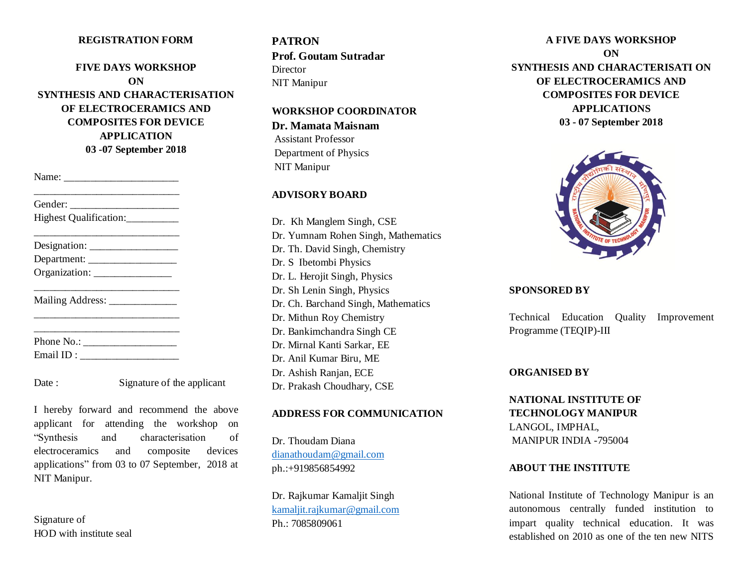## REGISTRATION FORM

**FIVE DAYS WORKSHOP**
**ON**
**SYNTHESIS AND CHARACTERISATION OF ELECTROCERAMICS AND COMPOSITES FOR DEVICE APPLICATION**
**03 -07 September 2018**

Name: ______________________
____________________________
Gender: _____________________
Highest Qualification:__________
____________________________
Designation: _________________
Department: _________________
Organization: _______________
____________________________
Mailing Address: _____________
____________________________
____________________________
Phone No.: __________________
Email ID : ___________________

Date :                    Signature of the applicant

I hereby forward and recommend the above applicant for attending the workshop on "Synthesis and characterisation of electroceramics and composite devices applications" from 03 to 07 September, 2018 at NIT Manipur.

Signature of
HOD with institute seal

## PATRON

**Prof. Goutam Sutradar**
Director
NIT Manipur

## WORKSHOP COORDINATOR

**Dr. Mamata Maisnam**
Assistant Professor
Department of Physics
NIT Manipur

## ADVISORY BOARD

Dr. Kh Manglem Singh, CSE
Dr. Yumnam Rohen Singh, Mathematics
Dr. Th. David Singh, Chemistry
Dr. S Ibetombi Physics
Dr. L. Herojit Singh, Physics
Dr. Sh Lenin Singh, Physics
Dr. Ch. Barchand Singh, Mathematics
Dr. Mithun Roy Chemistry
Dr. Bankimchandra Singh CE
Dr. Mirnal Kanti Sarkar, EE
Dr. Anil Kumar Biru, ME
Dr. Ashish Ranjan, ECE
Dr. Prakash Choudhary, CSE

## ADDRESS FOR COMMUNICATION

Dr. Thoudam Diana
dianathoudam@gmail.com
ph.:+919856854992

Dr. Rajkumar Kamaljit Singh
kamaljit.rajkumar@gmail.com
Ph.: 7085809061

## A FIVE DAYS WORKSHOP ON SYNTHESIS AND CHARACTERISATI ON OF ELECTROCERAMICS AND COMPOSITES FOR DEVICE APPLICATIONS

**03 - 07 September 2018**

## SPONSORED BY

Technical Education Quality Improvement Programme (TEQIP)-III

## ORGANISED BY

**NATIONAL INSTITUTE OF TECHNOLOGY MANIPUR**
LANGOL, IMPHAL,
MANIPUR INDIA -795004

## ABOUT THE INSTITUTE

National Institute of Technology Manipur is an autonomous centrally funded institution to impart quality technical education. It was established on 2010 as one of the ten new NITS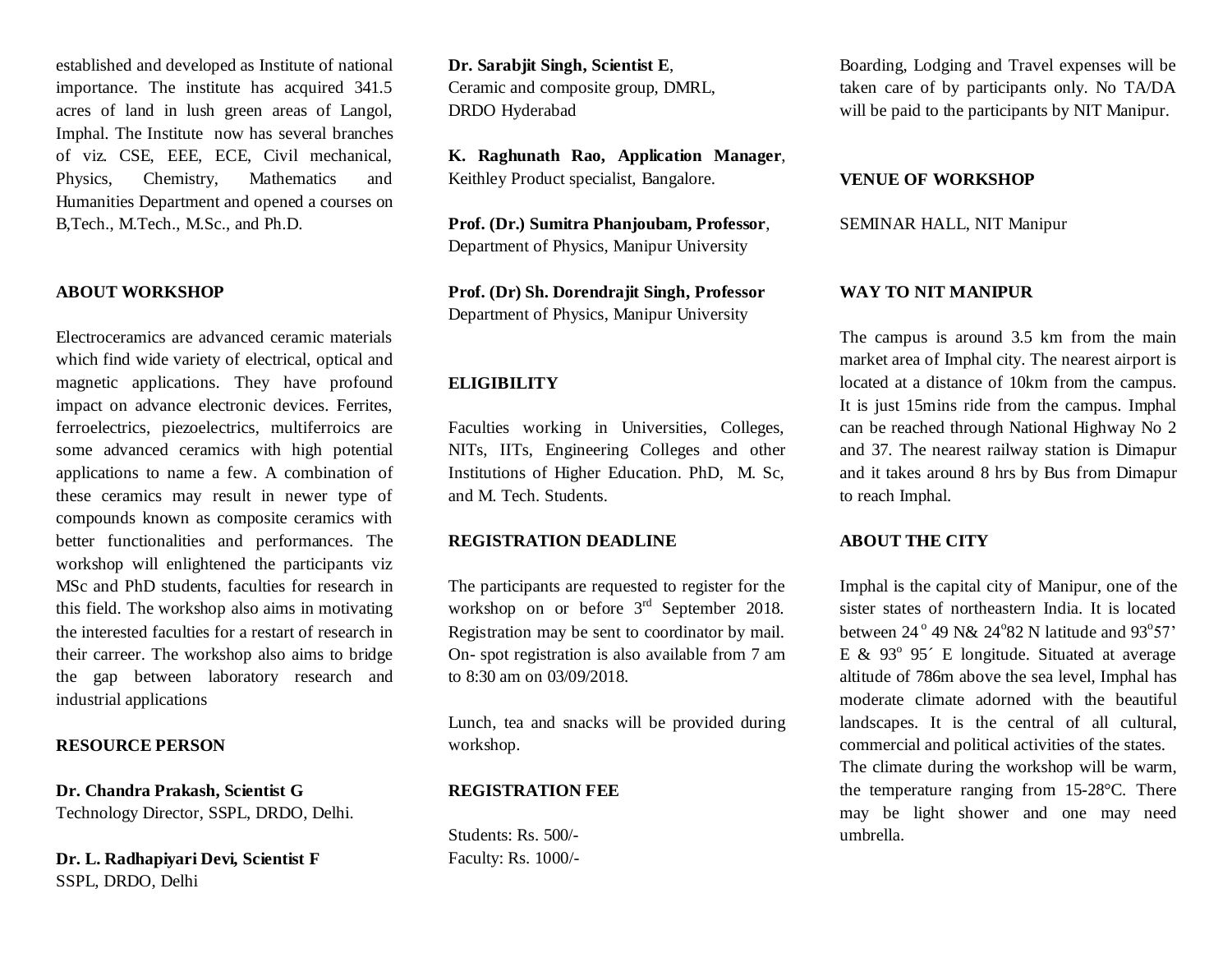established and developed as Institute of national importance. The institute has acquired 341.5 acres of land in lush green areas of Langol, Imphal. The Institute now has several branches of viz. CSE, EEE, ECE, Civil mechanical, Physics, Chemistry, Mathematics and Humanities Department and opened a courses on B,Tech., M.Tech., M.Sc., and Ph.D.

## ABOUT WORKSHOP

Electroceramics are advanced ceramic materials which find wide variety of electrical, optical and magnetic applications. They have profound impact on advance electronic devices. Ferrites, ferroelectrics, piezoelectrics, multiferroics are some advanced ceramics with high potential applications to name a few. A combination of these ceramics may result in newer type of compounds known as composite ceramics with better functionalities and performances. The workshop will enlightened the participants viz MSc and PhD students, faculties for research in this field. The workshop also aims in motivating the interested faculties for a restart of research in their carreer. The workshop also aims to bridge the gap between laboratory research and industrial applications

## RESOURCE PERSON

**Dr. Chandra Prakash, Scientist G**
Technology Director, SSPL, DRDO, Delhi.

**Dr. L. Radhapiyari Devi, Scientist F**
SSPL, DRDO, Delhi

**Dr. Sarabjit Singh, Scientist E**,
Ceramic and composite group, DMRL,
DRDO Hyderabad

**K. Raghunath Rao, Application Manager**,
Keithley Product specialist, Bangalore.

**Prof. (Dr.) Sumitra Phanjoubam, Professor**,
Department of Physics, Manipur University

**Prof. (Dr) Sh. Dorendrajit Singh, Professor**
Department of Physics, Manipur University

## ELIGIBILITY

Faculties working in Universities, Colleges, NITs, IITs, Engineering Colleges and other Institutions of Higher Education. PhD, M. Sc, and M. Tech. Students.

## REGISTRATION DEADLINE

The participants are requested to register for the workshop on or before 3rd September 2018. Registration may be sent to coordinator by mail. On- spot registration is also available from 7 am to 8:30 am on 03/09/2018.

Lunch, tea and snacks will be provided during workshop.

## REGISTRATION FEE

Students: Rs. 500/-
Faculty: Rs. 1000/-

Boarding, Lodging and Travel expenses will be taken care of by participants only. No TA/DA will be paid to the participants by NIT Manipur.

## VENUE OF WORKSHOP

SEMINAR HALL, NIT Manipur

## WAY TO NIT MANIPUR

The campus is around 3.5 km from the main market area of Imphal city. The nearest airport is located at a distance of 10km from the campus. It is just 15mins ride from the campus. Imphal can be reached through National Highway No 2 and 37. The nearest railway station is Dimapur and it takes around 8 hrs by Bus from Dimapur to reach Imphal.

## ABOUT THE CITY

Imphal is the capital city of Manipur, one of the sister states of northeastern India. It is located between 24$^{o}$ 49 N& 24$^{o}$82 N latitude and 93$^{o}$57' E & 93$^{o}$ 95´ E longitude. Situated at average altitude of 786m above the sea level, Imphal has moderate climate adorned with the beautiful landscapes. It is the central of all cultural, commercial and political activities of the states.
The climate during the workshop will be warm, the temperature ranging from 15-28°C. There may be light shower and one may need umbrella.